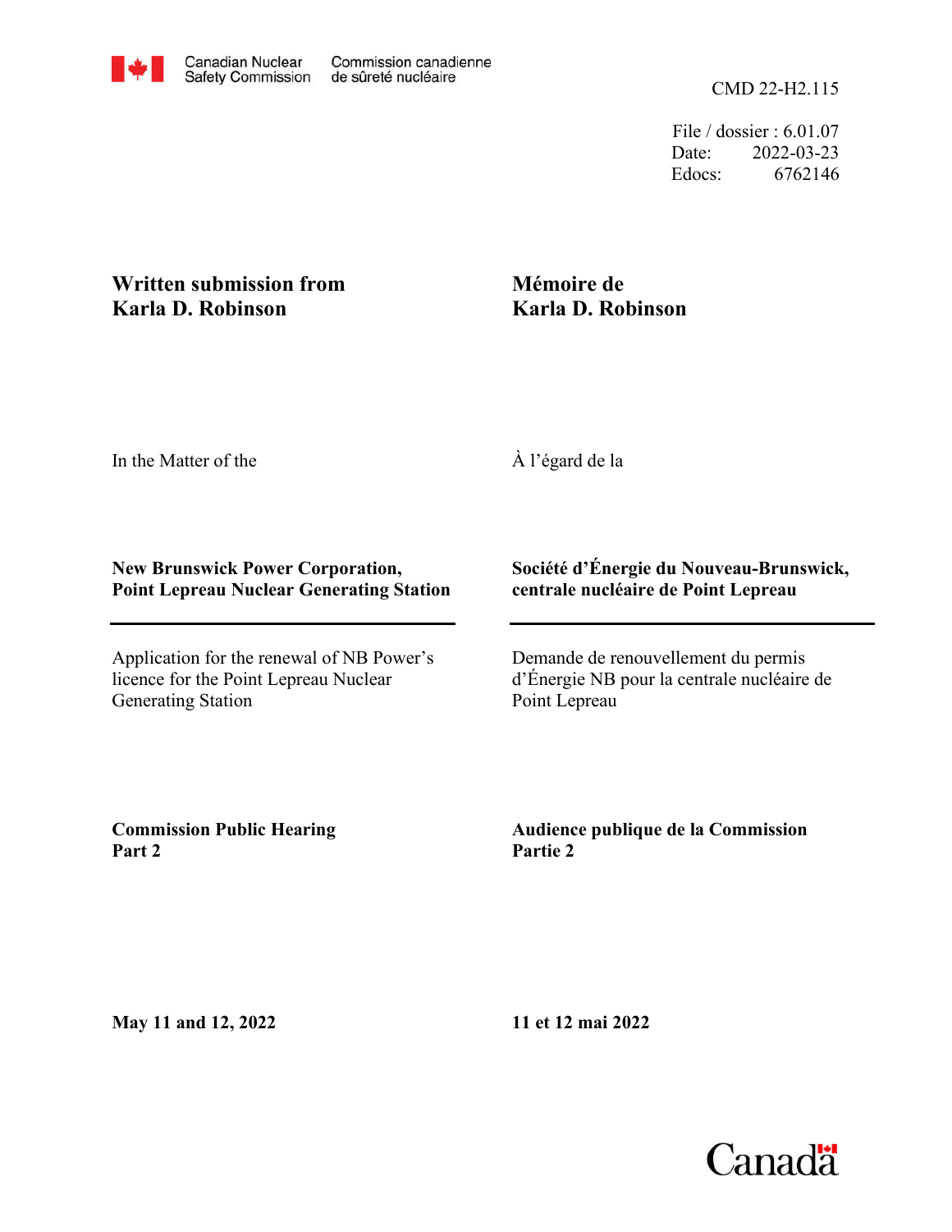Canadian Nuclear Safety Commission

Commission canadienne de sûreté nucléaire

CMD 22-H2.115

File / dossier : 6.01.07
Date: 2022-03-23
Edocs: 6762146

**Written submission from Karla D. Robinson**

**Mémoire de Karla D. Robinson**

In the Matter of the

À l'égard de la

**New Brunswick Power Corporation, Point Lepreau Nuclear Generating Station**

**Société d'Énergie du Nouveau-Brunswick, centrale nucléaire de Point Lepreau**

Application for the renewal of NB Power's licence for the Point Lepreau Nuclear Generating Station

Demande de renouvellement du permis d'Énergie NB pour la centrale nucléaire de Point Lepreau

**Commission Public Hearing Part 2**

**Audience publique de la Commission Partie 2**

**May 11 and 12, 2022**

**11 et 12 mai 2022**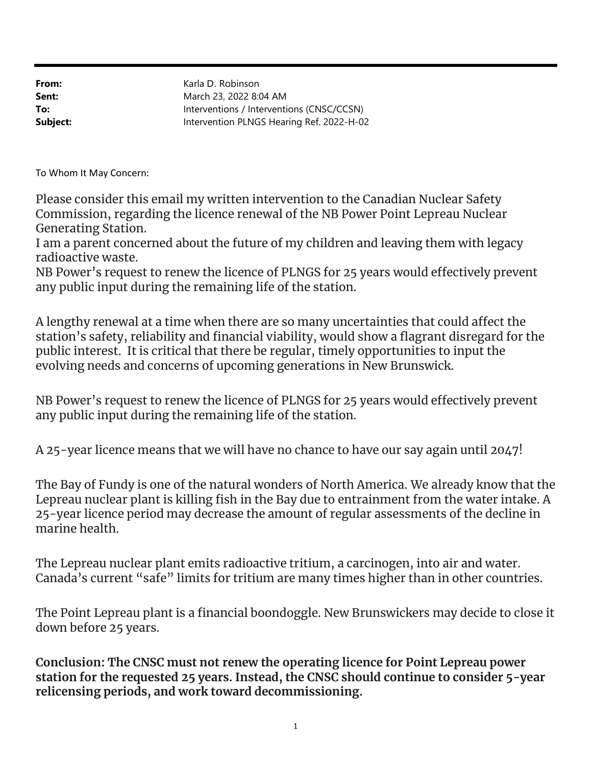**From:** Karla D. Robinson
**Sent:** March 23, 2022 8:04 AM
**To:** Interventions / Interventions (CNSC/CCSN)
**Subject:** Intervention PLNGS Hearing Ref. 2022-H-02

To Whom It May Concern:

Please consider this email my written intervention to the Canadian Nuclear Safety Commission, regarding the licence renewal of the NB Power Point Lepreau Nuclear Generating Station.
I am a parent concerned about the future of my children and leaving them with legacy radioactive waste.
NB Power's request to renew the licence of PLNGS for 25 years would effectively prevent any public input during the remaining life of the station.

A lengthy renewal at a time when there are so many uncertainties that could affect the station's safety, reliability and financial viability, would show a flagrant disregard for the public interest. It is critical that there be regular, timely opportunities to input the evolving needs and concerns of upcoming generations in New Brunswick.

NB Power's request to renew the licence of PLNGS for 25 years would effectively prevent any public input during the remaining life of the station.

A 25-year licence means that we will have no chance to have our say again until 2047!

The Bay of Fundy is one of the natural wonders of North America. We already know that the Lepreau nuclear plant is killing fish in the Bay due to entrainment from the water intake. A 25-year licence period may decrease the amount of regular assessments of the decline in marine health.

The Lepreau nuclear plant emits radioactive tritium, a carcinogen, into air and water. Canada's current "safe" limits for tritium are many times higher than in other countries.

The Point Lepreau plant is a financial boondoggle. New Brunswickers may decide to close it down before 25 years.

**Conclusion: The CNSC must not renew the operating licence for Point Lepreau power station for the requested 25 years. Instead, the CNSC should continue to consider 5-year relicensing periods, and work toward decommissioning.**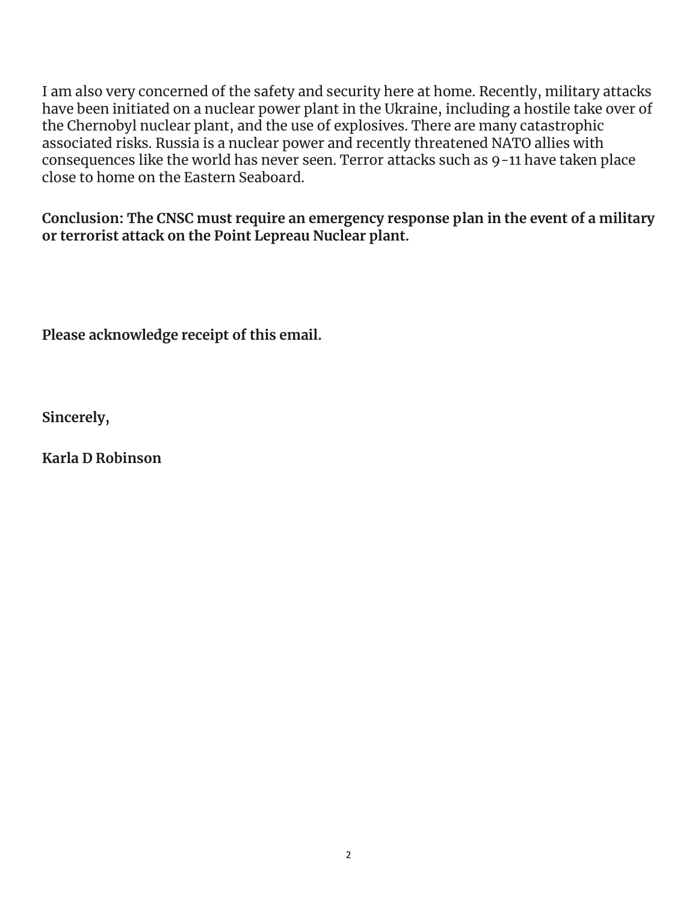I am also very concerned of the safety and security here at home. Recently, military attacks have been initiated on a nuclear power plant in the Ukraine, including a hostile take over of the Chernobyl nuclear plant, and the use of explosives. There are many catastrophic associated risks. Russia is a nuclear power and recently threatened NATO allies with consequences like the world has never seen. Terror attacks such as 9-11 have taken place close to home on the Eastern Seaboard.

**Conclusion: The CNSC must require an emergency response plan in the event of a military or terrorist attack on the Point Lepreau Nuclear plant.**

**Please acknowledge receipt of this email.**

**Sincerely,**

**Karla D Robinson**